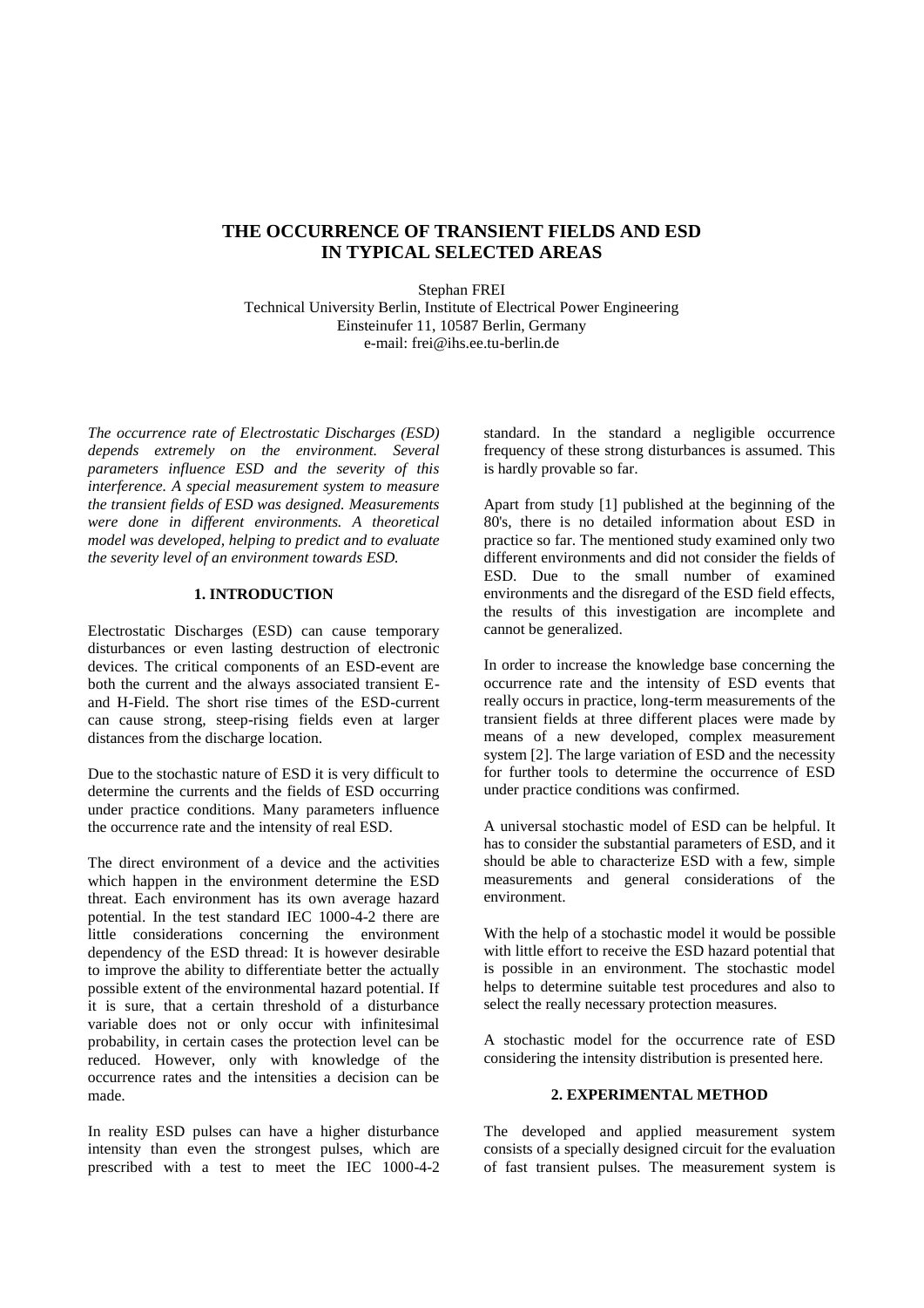# THE OCCURRENCE OF TRANSIENT FIELDS AND ESD IN TYPICAL SELECTED AREAS

Stephan FREI
Technical University Berlin, Institute of Electrical Power Engineering
Einsteinufer 11, 10587 Berlin, Germany
e-mail: frei@ihs.ee.tu-berlin.de

*The occurrence rate of Electrostatic Discharges (ESD) depends extremely on the environment. Several parameters influence ESD and the severity of this interference. A special measurement system to measure the transient fields of ESD was designed. Measurements were done in different environments. A theoretical model was developed, helping to predict and to evaluate the severity level of an environment towards ESD.*

## 1. INTRODUCTION

Electrostatic Discharges (ESD) can cause temporary disturbances or even lasting destruction of electronic devices. The critical components of an ESD-event are both the current and the always associated transient E- and H-Field. The short rise times of the ESD-current can cause strong, steep-rising fields even at larger distances from the discharge location.

Due to the stochastic nature of ESD it is very difficult to determine the currents and the fields of ESD occurring under practice conditions. Many parameters influence the occurrence rate and the intensity of real ESD.

The direct environment of a device and the activities which happen in the environment determine the ESD threat. Each environment has its own average hazard potential. In the test standard IEC 1000-4-2 there are little considerations concerning the environment dependency of the ESD thread: It is however desirable to improve the ability to differentiate better the actually possible extent of the environmental hazard potential. If it is sure, that a certain threshold of a disturbance variable does not or only occur with infinitesimal probability, in certain cases the protection level can be reduced. However, only with knowledge of the occurrence rates and the intensities a decision can be made.

In reality ESD pulses can have a higher disturbance intensity than even the strongest pulses, which are prescribed with a test to meet the IEC 1000-4-2 standard. In the standard a negligible occurrence frequency of these strong disturbances is assumed. This is hardly provable so far.

Apart from study [1] published at the beginning of the 80's, there is no detailed information about ESD in practice so far. The mentioned study examined only two different environments and did not consider the fields of ESD. Due to the small number of examined environments and the disregard of the ESD field effects, the results of this investigation are incomplete and cannot be generalized.

In order to increase the knowledge base concerning the occurrence rate and the intensity of ESD events that really occurs in practice, long-term measurements of the transient fields at three different places were made by means of a new developed, complex measurement system [2]. The large variation of ESD and the necessity for further tools to determine the occurrence of ESD under practice conditions was confirmed.

A universal stochastic model of ESD can be helpful. It has to consider the substantial parameters of ESD, and it should be able to characterize ESD with a few, simple measurements and general considerations of the environment.

With the help of a stochastic model it would be possible with little effort to receive the ESD hazard potential that is possible in an environment. The stochastic model helps to determine suitable test procedures and also to select the really necessary protection measures.

A stochastic model for the occurrence rate of ESD considering the intensity distribution is presented here.

## 2. EXPERIMENTAL METHOD

The developed and applied measurement system consists of a specially designed circuit for the evaluation of fast transient pulses. The measurement system is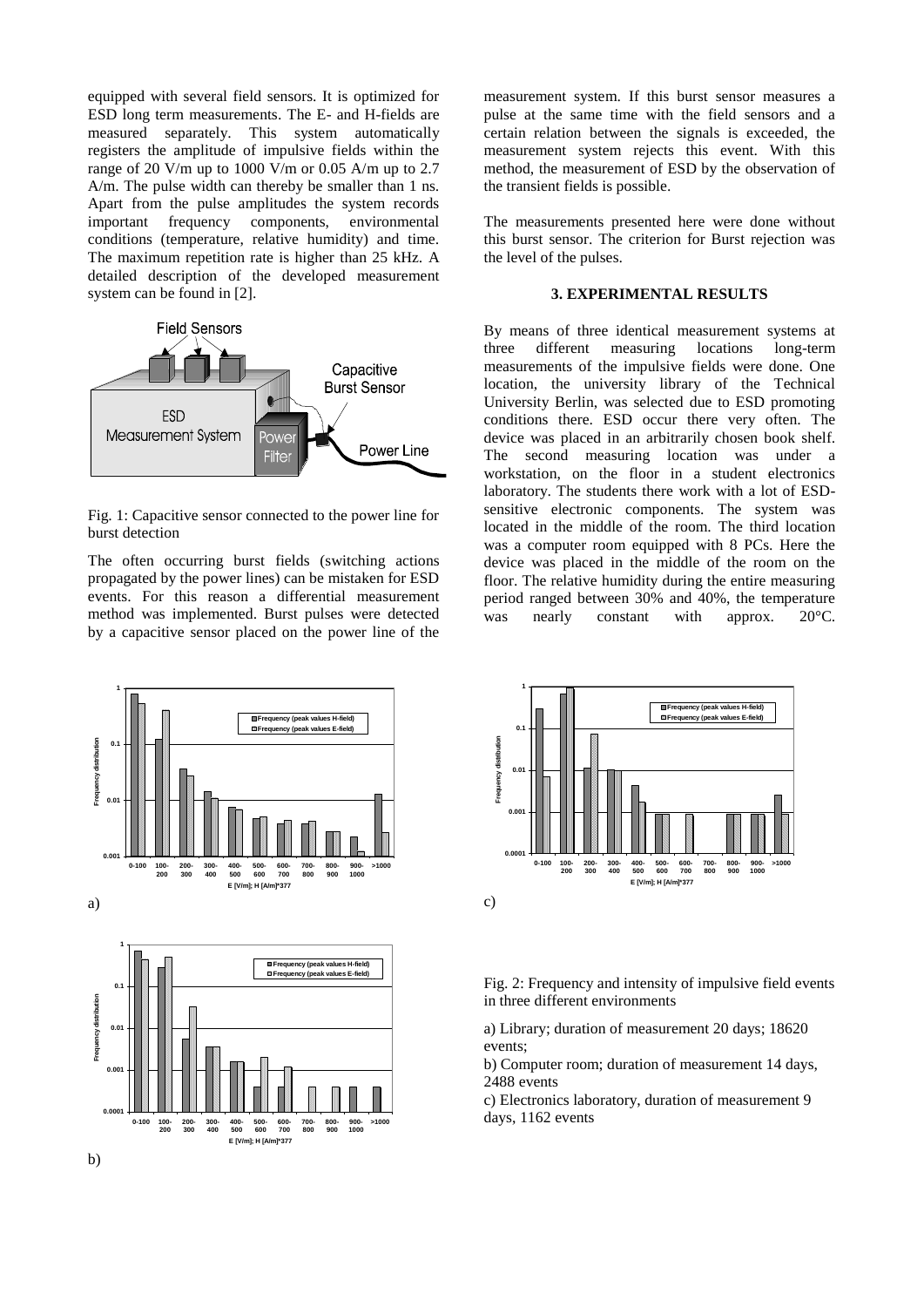equipped with several field sensors. It is optimized for ESD long term measurements. The E- and H-fields are measured separately. This system automatically registers the amplitude of impulsive fields within the range of 20 V/m up to 1000 V/m or 0.05 A/m up to 2.7 A/m. The pulse width can thereby be smaller than 1 ns. Apart from the pulse amplitudes the system records important frequency components, environmental conditions (temperature, relative humidity) and time. The maximum repetition rate is higher than 25 kHz. A detailed description of the developed measurement system can be found in [2].

Fig. 1: Capacitive sensor connected to the power line for burst detection

The often occurring burst fields (switching actions propagated by the power lines) can be mistaken for ESD events. For this reason a differential measurement method was implemented. Burst pulses were detected by a capacitive sensor placed on the power line of the measurement system. If this burst sensor measures a pulse at the same time with the field sensors and a certain relation between the signals is exceeded, the measurement system rejects this event. With this method, the measurement of ESD by the observation of the transient fields is possible.

The measurements presented here were done without this burst sensor. The criterion for Burst rejection was the level of the pulses.

## 3. EXPERIMENTAL RESULTS

By means of three identical measurement systems at three different measuring locations long-term measurements of the impulsive fields were done. One location, the university library of the Technical University Berlin, was selected due to ESD promoting conditions there. ESD occur there very often. The device was placed in an arbitrarily chosen book shelf. The second measuring location was under a workstation, on the floor in a student electronics laboratory. The students there work with a lot of ESD-sensitive electronic components. The system was located in the middle of the room. The third location was a computer room equipped with 8 PCs. Here the device was placed in the middle of the room on the floor. The relative humidity during the entire measuring period ranged between 30% and 40%, the temperature was nearly constant with approx. 20°C.

Fig. 2: Frequency and intensity of impulsive field events in three different environments

a) Library; duration of measurement 20 days; 18620 events;

b) Computer room; duration of measurement 14 days, 2488 events

c) Electronics laboratory, duration of measurement 9 days, 1162 events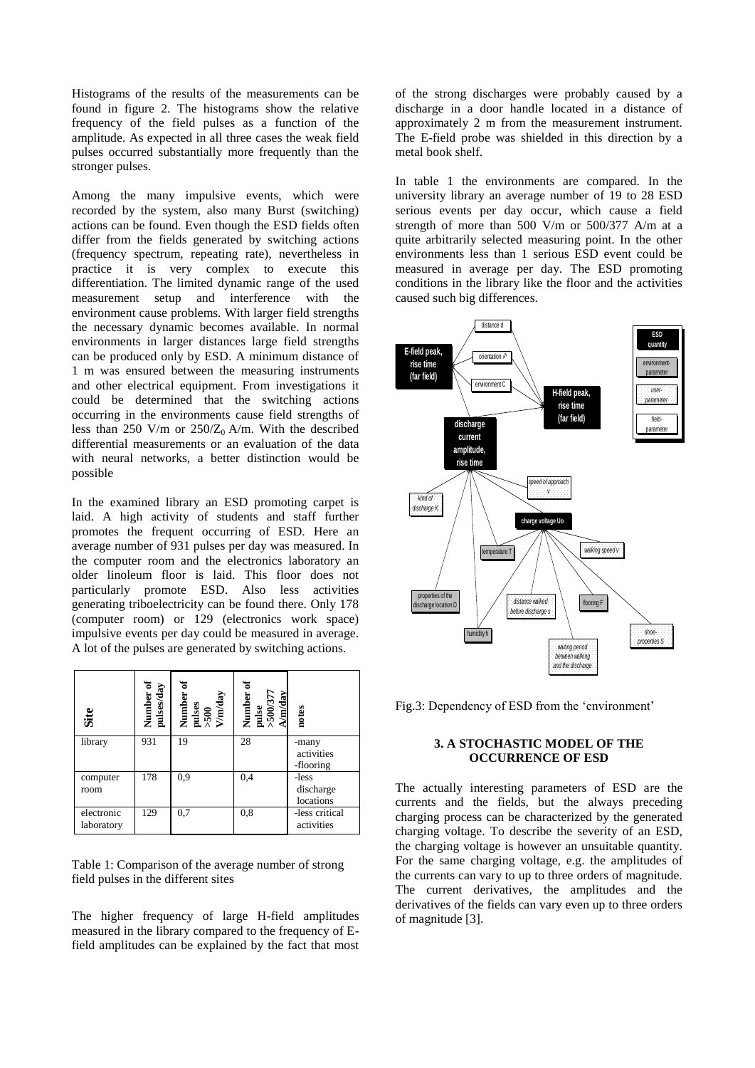Histograms of the results of the measurements can be found in figure 2. The histograms show the relative frequency of the field pulses as a function of the amplitude. As expected in all three cases the weak field pulses occurred substantially more frequently than the stronger pulses.

Among the many impulsive events, which were recorded by the system, also many Burst (switching) actions can be found. Even though the ESD fields often differ from the fields generated by switching actions (frequency spectrum, repeating rate), nevertheless in practice it is very complex to execute this differentiation. The limited dynamic range of the used measurement setup and interference with the environment cause problems. With larger field strengths the necessary dynamic becomes available. In normal environments in larger distances large field strengths can be produced only by ESD. A minimum distance of 1 m was ensured between the measuring instruments and other electrical equipment. From investigations it could be determined that the switching actions occurring in the environments cause field strengths of less than 250 V/m or $250/Z_0$ A/m. With the described differential measurements or an evaluation of the data with neural networks, a better distinction would be possible

In the examined library an ESD promoting carpet is laid. A high activity of students and staff further promotes the frequent occurring of ESD. Here an average number of 931 pulses per day was measured. In the computer room and the electronics laboratory an older linoleum floor is laid. This floor does not particularly promote ESD. Also less activities generating triboelectricity can be found there. Only 178 (computer room) or 129 (electronics work space) impulsive events per day could be measured in average. A lot of the pulses are generated by switching actions.

| Site | Number of pulses/day | Number of pulses >500 V/m/day | Number of pulse >500/377 A/m/day | notes |
|---|---|---|---|---|
| library | 931 | 19 | 28 | -many activities -flooring |
| computer room | 178 | 0,9 | 0,4 | -less discharge locations |
| electronic laboratory | 129 | 0,7 | 0,8 | -less critical activities |

Table 1: Comparison of the average number of strong field pulses in the different sites

The higher frequency of large H-field amplitudes measured in the library compared to the frequency of E-field amplitudes can be explained by the fact that most of the strong discharges were probably caused by a discharge in a door handle located in a distance of approximately 2 m from the measurement instrument. The E-field probe was shielded in this direction by a metal book shelf.

In table 1 the environments are compared. In the university library an average number of 19 to 28 ESD serious events per day occur, which cause a field strength of more than 500 V/m or 500/377 A/m at a quite arbitrarily selected measuring point. In the other environments less than 1 serious ESD event could be measured in average per day. The ESD promoting conditions in the library like the floor and the activities caused such big differences.

Fig.3: Dependency of ESD from the 'environment'

### 3. A STOCHASTIC MODEL OF THE OCCURRENCE OF ESD

The actually interesting parameters of ESD are the currents and the fields, but the always preceding charging process can be characterized by the generated charging voltage. To describe the severity of an ESD, the charging voltage is however an unsuitable quantity. For the same charging voltage, e.g. the amplitudes of the currents can vary to up to three orders of magnitude. The current derivatives, the amplitudes and the derivatives of the fields can vary even up to three orders of magnitude [3].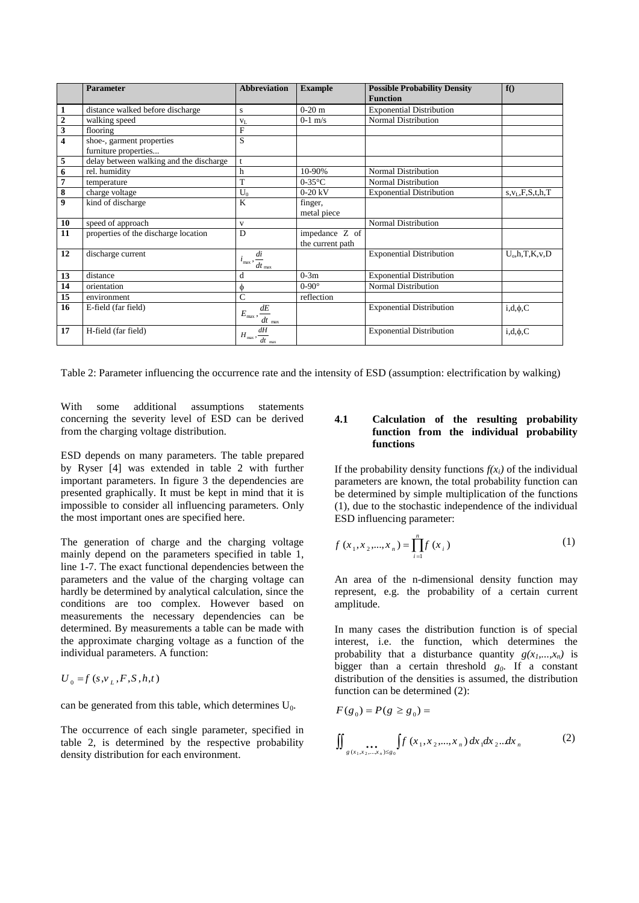|  | Parameter | Abbreviation | Example | Possible Probability Density Function | f() |
|---|---|---|---|---|---|
| 1 | distance walked before discharge | s | 0-20 m | Exponential Distribution |  |
| 2 | walking speed | $v_L$ | 0-1 m/s | Normal Distribution |  |
| 3 | flooring | F |  |  |  |
| 4 | shoe-, garment properties furniture properties... | S |  |  |  |
| 5 | delay between walking and the discharge | t |  |  |  |
| 6 | rel. humidity | h | 10-90% | Normal Distribution |  |
| 7 | temperature | T | 0-35°C | Normal Distribution |  |
| 8 | charge voltage | $U_0$ | 0-20 kV | Exponential Distribution | s,$v_L$,F,S,t,h,T |
| 9 | kind of discharge | K | finger, metal piece |  |  |
| 10 | speed of approach | v |  | Normal Distribution |  |
| 11 | properties of the discharge location | D | impedance Z of the current path |  |  |
| 12 | discharge current | $i_{max}, \frac{di}{dt}_{max}$ |  | Exponential Distribution | $U_o$,h,T,K,v,D |
| 13 | distance | d | 0-3m | Exponential Distribution |  |
| 14 | orientation | $\phi$ | 0-90° | Normal Distribution |  |
| 15 | environment | C | reflection |  |  |
| 16 | E-field (far field) | $E_{max}, \frac{dE}{dt}_{max}$ |  | Exponential Distribution | i,d,$\phi$,C |
| 17 | H-field (far field) | $H_{max}, \frac{dH}{dt}_{max}$ |  | Exponential Distribution | i,d,$\phi$,C |

Table 2: Parameter influencing the occurrence rate and the intensity of ESD (assumption: electrification by walking)

With some additional assumptions statements concerning the severity level of ESD can be derived from the charging voltage distribution.

ESD depends on many parameters. The table prepared by Ryser [4] was extended in table 2 with further important parameters. In figure 3 the dependencies are presented graphically. It must be kept in mind that it is impossible to consider all influencing parameters. Only the most important ones are specified here.

The generation of charge and the charging voltage mainly depend on the parameters specified in table 1, line 1-7. The exact functional dependencies between the parameters and the value of the charging voltage can hardly be determined by analytical calculation, since the conditions are too complex. However based on measurements the necessary dependencies can be determined. By measurements a table can be made with the approximate charging voltage as a function of the individual parameters. A function:

$$U_0 = f(s, v_L, F, S, h, t)$$

can be generated from this table, which determines $U_0$.

The occurrence of each single parameter, specified in table 2, is determined by the respective probability density distribution for each environment.

### 4.1 Calculation of the resulting probability function from the individual probability functions

If the probability density functions $f(x_i)$ of the individual parameters are known, the total probability function can be determined by simple multiplication of the functions (1), due to the stochastic independence of the individual ESD influencing parameter:

$$f(x_1, x_2, ..., x_n) = \prod_{i=1}^{n} f(x_i) \tag{1}$$

An area of the n-dimensional density function may represent, e.g. the probability of a certain current amplitude.

In many cases the distribution function is of special interest, i.e. the function, which determines the probability that a disturbance quantity $g(x_1,...,x_n)$ is bigger than a certain threshold $g_0$. If a constant distribution of the densities is assumed, the distribution function can be determined (2):

$$F(g_0) = P(g \geq g_0) =$$

$$\iint_{g(x_1,x_2,...,x_n)\leq g_0} \cdots \int f(x_1, x_2, ..., x_n)\, dx_1 dx_2 ... dx_n \tag{2}$$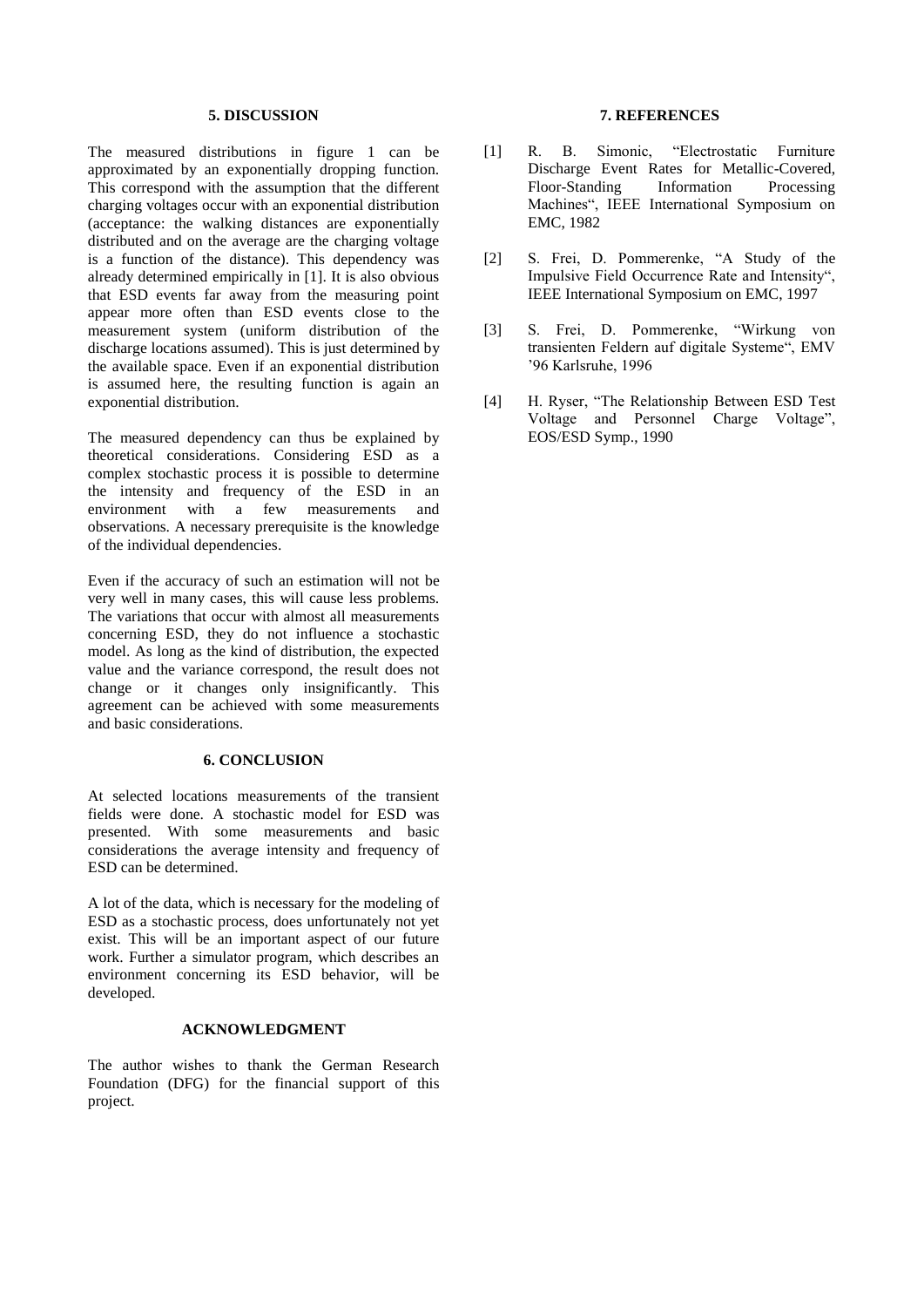## 5. DISCUSSION

The measured distributions in figure 1 can be approximated by an exponentially dropping function. This correspond with the assumption that the different charging voltages occur with an exponential distribution (acceptance: the walking distances are exponentially distributed and on the average are the charging voltage is a function of the distance). This dependency was already determined empirically in [1]. It is also obvious that ESD events far away from the measuring point appear more often than ESD events close to the measurement system (uniform distribution of the discharge locations assumed). This is just determined by the available space. Even if an exponential distribution is assumed here, the resulting function is again an exponential distribution.

The measured dependency can thus be explained by theoretical considerations. Considering ESD as a complex stochastic process it is possible to determine the intensity and frequency of the ESD in an environment with a few measurements and observations. A necessary prerequisite is the knowledge of the individual dependencies.

Even if the accuracy of such an estimation will not be very well in many cases, this will cause less problems. The variations that occur with almost all measurements concerning ESD, they do not influence a stochastic model. As long as the kind of distribution, the expected value and the variance correspond, the result does not change or it changes only insignificantly. This agreement can be achieved with some measurements and basic considerations.

## 6. CONCLUSION

At selected locations measurements of the transient fields were done. A stochastic model for ESD was presented. With some measurements and basic considerations the average intensity and frequency of ESD can be determined.

A lot of the data, which is necessary for the modeling of ESD as a stochastic process, does unfortunately not yet exist. This will be an important aspect of our future work. Further a simulator program, which describes an environment concerning its ESD behavior, will be developed.

## ACKNOWLEDGMENT

The author wishes to thank the German Research Foundation (DFG) for the financial support of this project.

## 7. REFERENCES

[1] R. B. Simonic, "Electrostatic Furniture Discharge Event Rates for Metallic-Covered, Floor-Standing Information Processing Machines", IEEE International Symposium on EMC, 1982

[2] S. Frei, D. Pommerenke, "A Study of the Impulsive Field Occurrence Rate and Intensity", IEEE International Symposium on EMC, 1997

[3] S. Frei, D. Pommerenke, "Wirkung von transienten Feldern auf digitale Systeme", EMV '96 Karlsruhe, 1996

[4] H. Ryser, "The Relationship Between ESD Test Voltage and Personnel Charge Voltage", EOS/ESD Symp., 1990